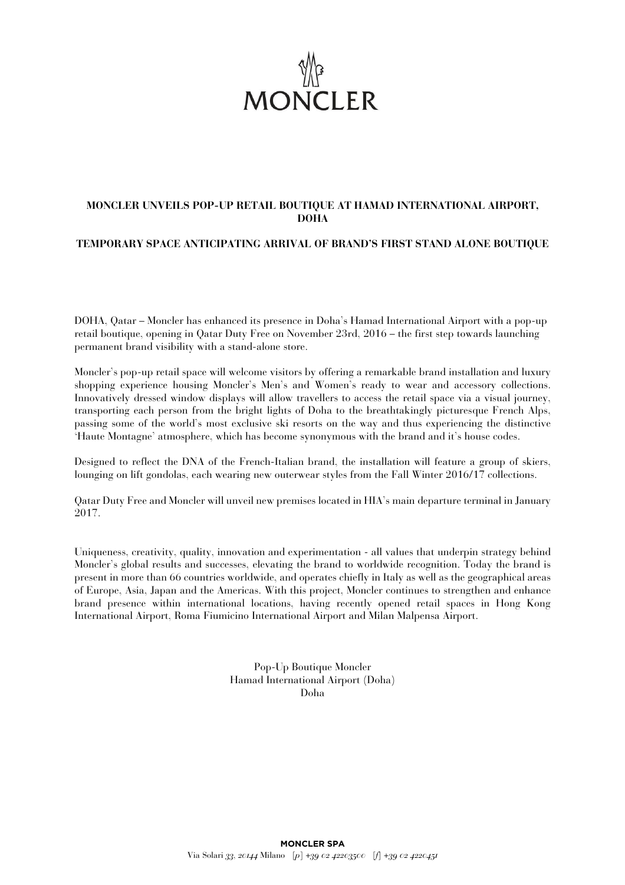MONCLER

## MONCLER UNVEILS POP-UP RETAIL BOUTIQUE AT HAMAD INTERNATIONAL AIRPORT, DOHA

### TEMPORARY SPACE ANTICIPATING ARRIVAL OF BRAND'S FIRST STAND ALONE BOUTIQUE

DOHA, Qatar – Moncler has enhanced its presence in Doha's Hamad International Airport with a pop-up retail boutique, opening in Qatar Duty Free on November 23rd, 2016 – the first step towards launching permanent brand visibility with a stand-alone store.

Moncler's pop-up retail space will welcome visitors by offering a remarkable brand installation and luxury shopping experience housing Moncler's Men's and Women's ready to wear and accessory collections. Innovatively dressed window displays will allow travellers to access the retail space via a visual journey, transporting each person from the bright lights of Doha to the breathtakingly picturesque French Alps, passing some of the world's most exclusive ski resorts on the way and thus experiencing the distinctive 'Haute Montagne' atmosphere, which has become synonymous with the brand and it's house codes.

Designed to reflect the DNA of the French-Italian brand, the installation will feature a group of skiers, lounging on lift gondolas, each wearing new outerwear styles from the Fall Winter 2016/17 collections.

Qatar Duty Free and Moncler will unveil new premises located in HIA's main departure terminal in January 2017.

Uniqueness, creativity, quality, innovation and experimentation - all values that underpin strategy behind Moncler's global results and successes, elevating the brand to worldwide recognition. Today the brand is present in more than 66 countries worldwide, and operates chiefly in Italy as well as the geographical areas of Europe, Asia, Japan and the Americas. With this project, Moncler continues to strengthen and enhance brand presence within international locations, having recently opened retail spaces in Hong Kong International Airport, Roma Fiumicino International Airport and Milan Malpensa Airport.

Pop-Up Boutique Moncler
Hamad International Airport (Doha)
Doha

**MONCLER SPA**
Via Solari 33, 20144 Milano [p] +39 02 42203500 [f] +39 02 4220451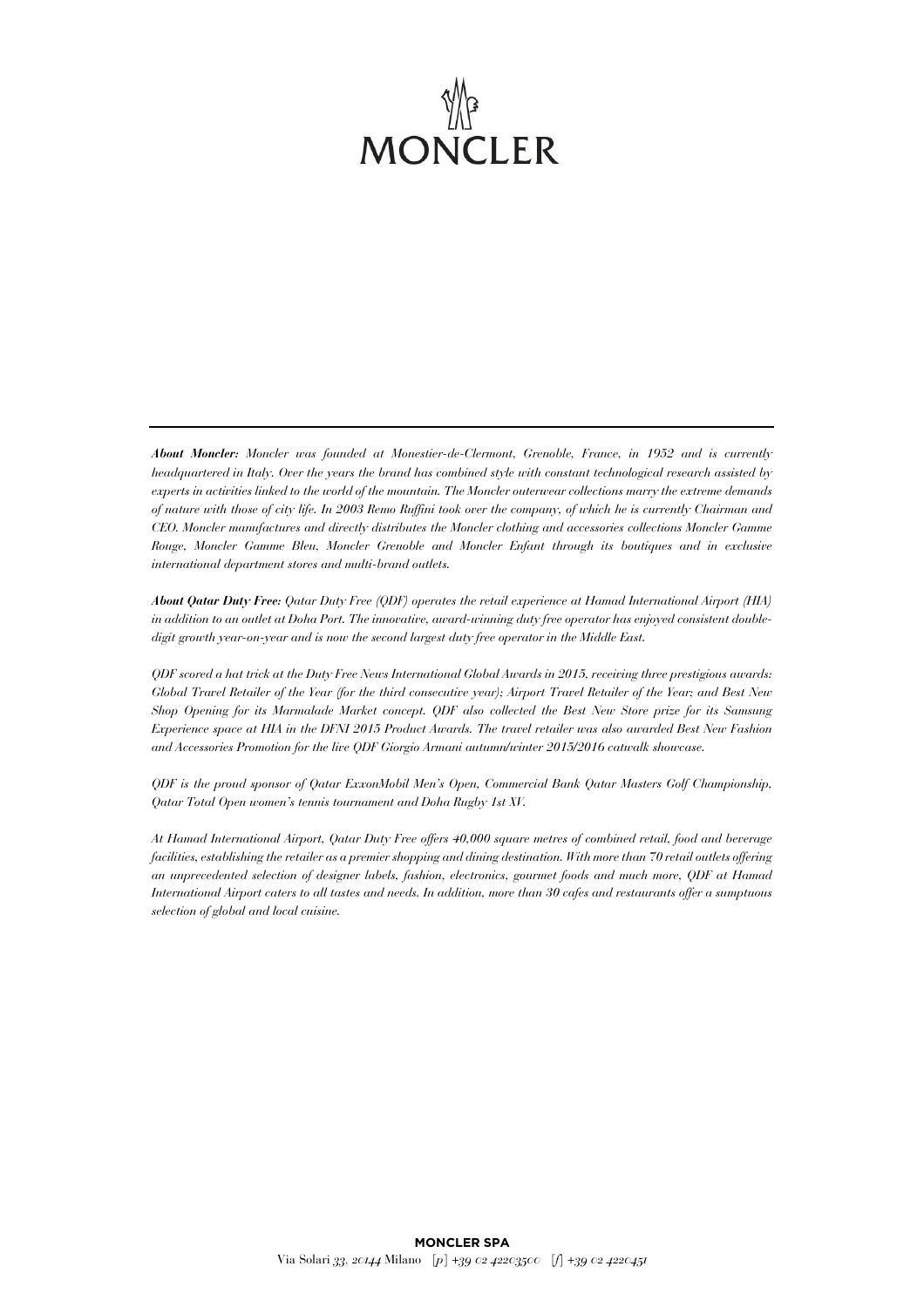***About Moncler:** Moncler was founded at Monestier-de-Clermont, Grenoble, France, in 1952 and is currently headquartered in Italy. Over the years the brand has combined style with constant technological research assisted by experts in activities linked to the world of the mountain. The Moncler outerwear collections marry the extreme demands of nature with those of city life. In 2003 Remo Ruffini took over the company, of which he is currently Chairman and CEO. Moncler manufactures and directly distributes the Moncler clothing and accessories collections Moncler Gamme Rouge, Moncler Gamme Bleu, Moncler Grenoble and Moncler Enfant through its boutiques and in exclusive international department stores and multi-brand outlets.*

***About Qatar Duty Free:** Qatar Duty Free (QDF) operates the retail experience at Hamad International Airport (HIA) in addition to an outlet at Doha Port. The innovative, award-winning duty free operator has enjoyed consistent double-digit growth year-on-year and is now the second largest duty free operator in the Middle East.*

*QDF scored a hat trick at the Duty Free News International Global Awards in 2015, receiving three prestigious awards: Global Travel Retailer of the Year (for the third consecutive year); Airport Travel Retailer of the Year; and Best New Shop Opening for its Marmalade Market concept. QDF also collected the Best New Store prize for its Samsung Experience space at HIA in the DFNI 2015 Product Awards. The travel retailer was also awarded Best New Fashion and Accessories Promotion for the live QDF Giorgio Armani autumn/winter 2015/2016 catwalk showcase.*

*QDF is the proud sponsor of Qatar ExxonMobil Men's Open, Commercial Bank Qatar Masters Golf Championship, Qatar Total Open women's tennis tournament and Doha Rugby 1st XV.*

*At Hamad International Airport, Qatar Duty Free offers 40,000 square metres of combined retail, food and beverage facilities, establishing the retailer as a premier shopping and dining destination. With more than 70 retail outlets offering an unprecedented selection of designer labels, fashion, electronics, gourmet foods and much more, QDF at Hamad International Airport caters to all tastes and needs. In addition, more than 30 cafes and restaurants offer a sumptuous selection of global and local cuisine.*

**MONCLER SPA**
Via Solari 33, 20144 Milano [p] +39 02 42203500 [f] +39 02 4220451